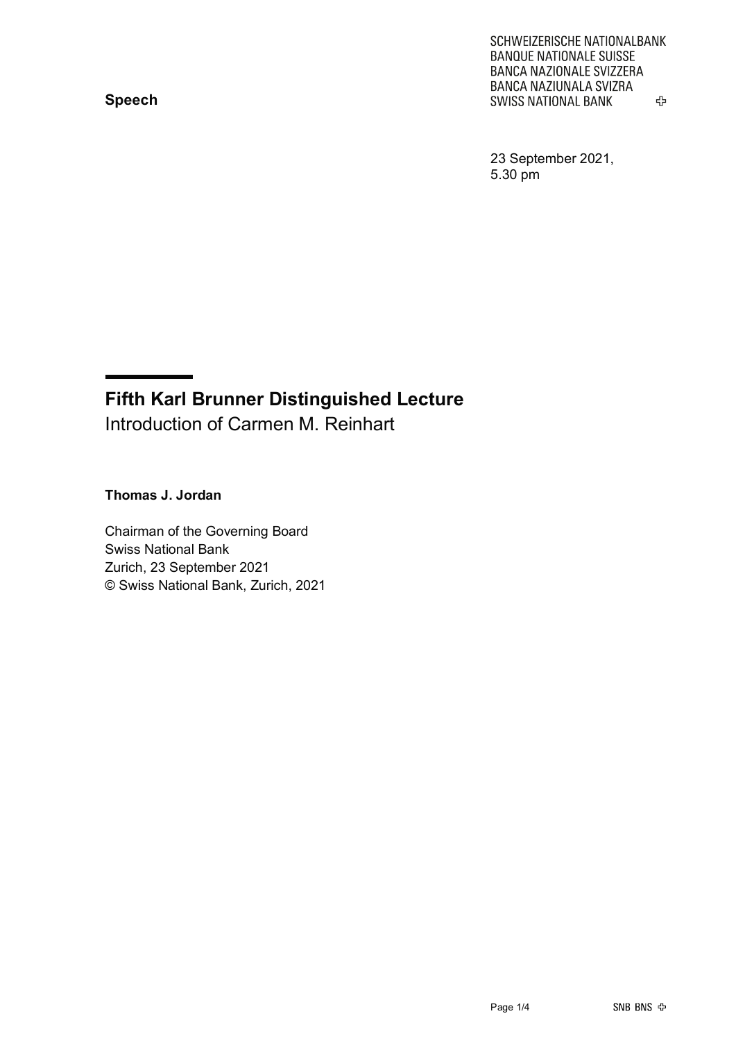**Speech**

SCHWEIZERISCHE NATIONALBANK
BANQUE NATIONALE SUISSE
BANCA NAZIONALE SVIZZERA
BANCA NAZIUNALA SVIZRA
SWISS NATIONAL BANK

23 September 2021,
5.30 pm

# Fifth Karl Brunner Distinguished Lecture

Introduction of Carmen M. Reinhart

**Thomas J. Jordan**

Chairman of the Governing Board
Swiss National Bank
Zurich, 23 September 2021
© Swiss National Bank, Zurich, 2021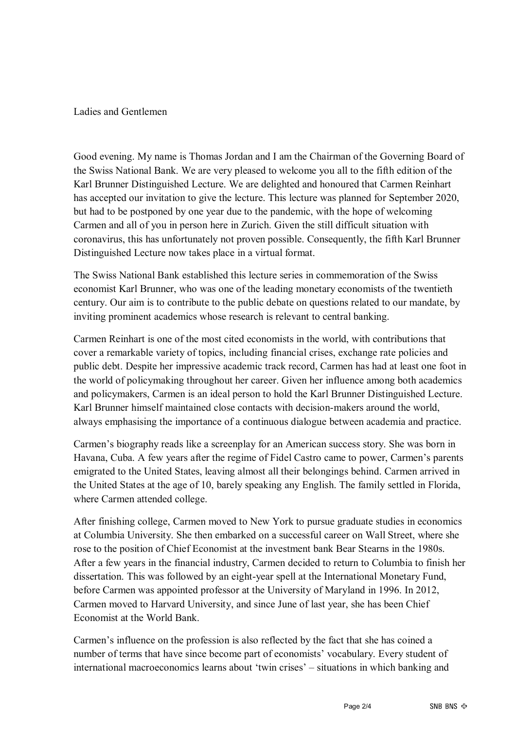Ladies and Gentlemen

Good evening. My name is Thomas Jordan and I am the Chairman of the Governing Board of the Swiss National Bank. We are very pleased to welcome you all to the fifth edition of the Karl Brunner Distinguished Lecture. We are delighted and honoured that Carmen Reinhart has accepted our invitation to give the lecture. This lecture was planned for September 2020, but had to be postponed by one year due to the pandemic, with the hope of welcoming Carmen and all of you in person here in Zurich. Given the still difficult situation with coronavirus, this has unfortunately not proven possible. Consequently, the fifth Karl Brunner Distinguished Lecture now takes place in a virtual format.

The Swiss National Bank established this lecture series in commemoration of the Swiss economist Karl Brunner, who was one of the leading monetary economists of the twentieth century. Our aim is to contribute to the public debate on questions related to our mandate, by inviting prominent academics whose research is relevant to central banking.

Carmen Reinhart is one of the most cited economists in the world, with contributions that cover a remarkable variety of topics, including financial crises, exchange rate policies and public debt. Despite her impressive academic track record, Carmen has had at least one foot in the world of policymaking throughout her career. Given her influence among both academics and policymakers, Carmen is an ideal person to hold the Karl Brunner Distinguished Lecture. Karl Brunner himself maintained close contacts with decision-makers around the world, always emphasising the importance of a continuous dialogue between academia and practice.

Carmen's biography reads like a screenplay for an American success story. She was born in Havana, Cuba. A few years after the regime of Fidel Castro came to power, Carmen's parents emigrated to the United States, leaving almost all their belongings behind. Carmen arrived in the United States at the age of 10, barely speaking any English. The family settled in Florida, where Carmen attended college.

After finishing college, Carmen moved to New York to pursue graduate studies in economics at Columbia University. She then embarked on a successful career on Wall Street, where she rose to the position of Chief Economist at the investment bank Bear Stearns in the 1980s. After a few years in the financial industry, Carmen decided to return to Columbia to finish her dissertation. This was followed by an eight-year spell at the International Monetary Fund, before Carmen was appointed professor at the University of Maryland in 1996. In 2012, Carmen moved to Harvard University, and since June of last year, she has been Chief Economist at the World Bank.

Carmen's influence on the profession is also reflected by the fact that she has coined a number of terms that have since become part of economists' vocabulary. Every student of international macroeconomics learns about 'twin crises' – situations in which banking and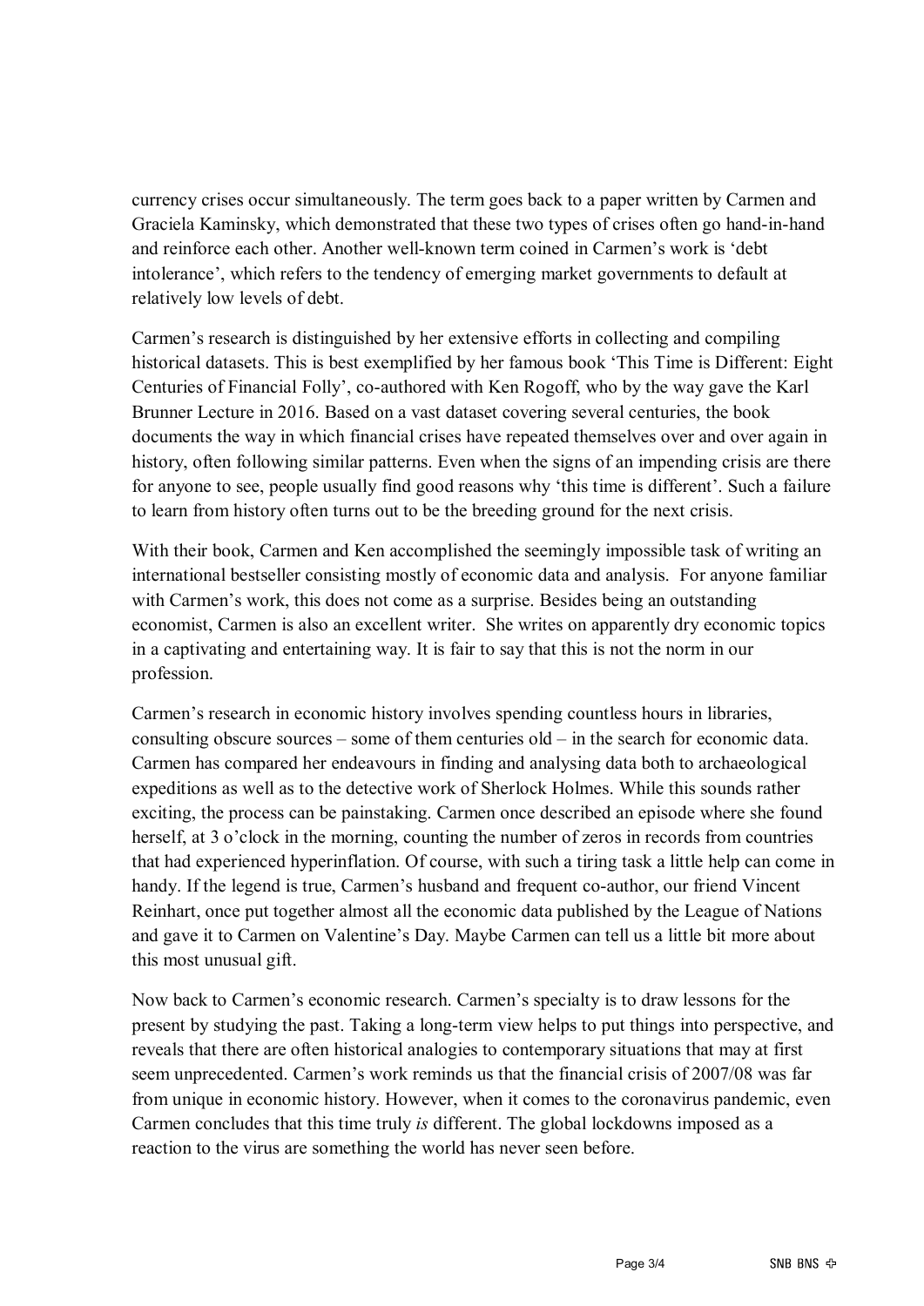currency crises occur simultaneously. The term goes back to a paper written by Carmen and Graciela Kaminsky, which demonstrated that these two types of crises often go hand-in-hand and reinforce each other. Another well-known term coined in Carmen's work is 'debt intolerance', which refers to the tendency of emerging market governments to default at relatively low levels of debt.

Carmen's research is distinguished by her extensive efforts in collecting and compiling historical datasets. This is best exemplified by her famous book 'This Time is Different: Eight Centuries of Financial Folly', co-authored with Ken Rogoff, who by the way gave the Karl Brunner Lecture in 2016. Based on a vast dataset covering several centuries, the book documents the way in which financial crises have repeated themselves over and over again in history, often following similar patterns. Even when the signs of an impending crisis are there for anyone to see, people usually find good reasons why 'this time is different'. Such a failure to learn from history often turns out to be the breeding ground for the next crisis.

With their book, Carmen and Ken accomplished the seemingly impossible task of writing an international bestseller consisting mostly of economic data and analysis. For anyone familiar with Carmen's work, this does not come as a surprise. Besides being an outstanding economist, Carmen is also an excellent writer. She writes on apparently dry economic topics in a captivating and entertaining way. It is fair to say that this is not the norm in our profession.

Carmen's research in economic history involves spending countless hours in libraries, consulting obscure sources – some of them centuries old – in the search for economic data. Carmen has compared her endeavours in finding and analysing data both to archaeological expeditions as well as to the detective work of Sherlock Holmes. While this sounds rather exciting, the process can be painstaking. Carmen once described an episode where she found herself, at 3 o'clock in the morning, counting the number of zeros in records from countries that had experienced hyperinflation. Of course, with such a tiring task a little help can come in handy. If the legend is true, Carmen's husband and frequent co-author, our friend Vincent Reinhart, once put together almost all the economic data published by the League of Nations and gave it to Carmen on Valentine's Day. Maybe Carmen can tell us a little bit more about this most unusual gift.

Now back to Carmen's economic research. Carmen's specialty is to draw lessons for the present by studying the past. Taking a long-term view helps to put things into perspective, and reveals that there are often historical analogies to contemporary situations that may at first seem unprecedented. Carmen's work reminds us that the financial crisis of 2007/08 was far from unique in economic history. However, when it comes to the coronavirus pandemic, even Carmen concludes that this time truly *is* different. The global lockdowns imposed as a reaction to the virus are something the world has never seen before.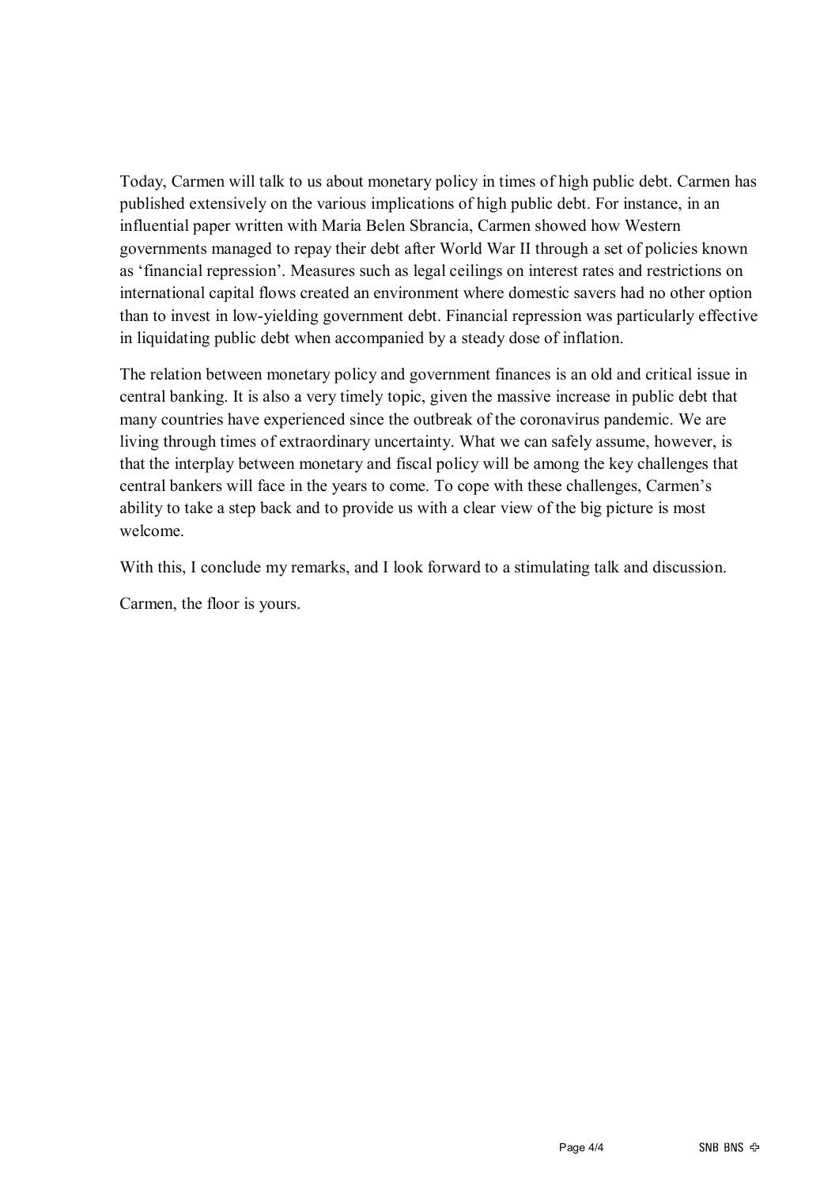Today, Carmen will talk to us about monetary policy in times of high public debt. Carmen has published extensively on the various implications of high public debt. For instance, in an influential paper written with Maria Belen Sbrancia, Carmen showed how Western governments managed to repay their debt after World War II through a set of policies known as 'financial repression'. Measures such as legal ceilings on interest rates and restrictions on international capital flows created an environment where domestic savers had no other option than to invest in low-yielding government debt. Financial repression was particularly effective in liquidating public debt when accompanied by a steady dose of inflation.

The relation between monetary policy and government finances is an old and critical issue in central banking. It is also a very timely topic, given the massive increase in public debt that many countries have experienced since the outbreak of the coronavirus pandemic. We are living through times of extraordinary uncertainty. What we can safely assume, however, is that the interplay between monetary and fiscal policy will be among the key challenges that central bankers will face in the years to come. To cope with these challenges, Carmen's ability to take a step back and to provide us with a clear view of the big picture is most welcome.

With this, I conclude my remarks, and I look forward to a stimulating talk and discussion.

Carmen, the floor is yours.